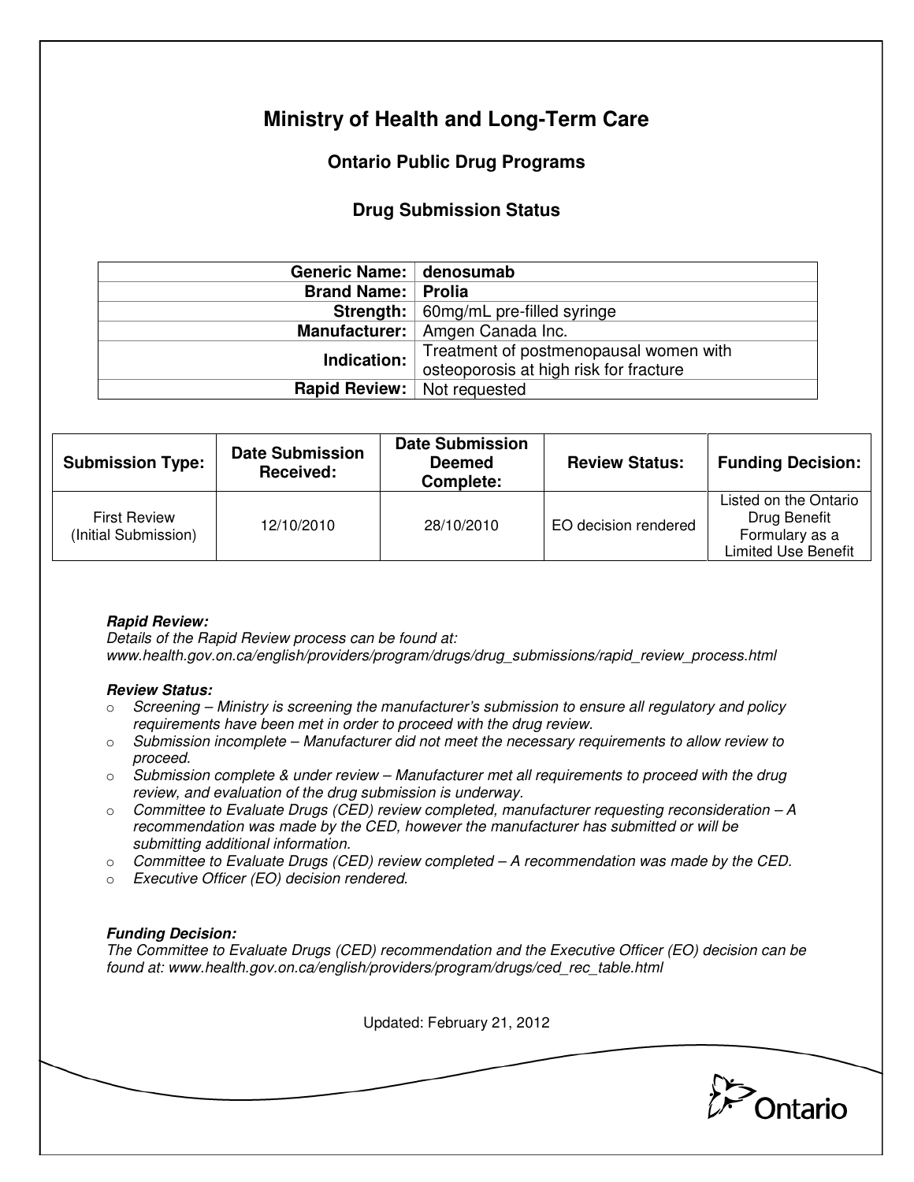# Ministry of Health and Long-Term Care

## Ontario Public Drug Programs

### Drug Submission Status

| | |
|---|---|
| **Generic Name:** | **denosumab** |
| **Brand Name:** | **Prolia** |
| **Strength:** | 60mg/mL pre-filled syringe |
| **Manufacturer:** | Amgen Canada Inc. |
| **Indication:** | Treatment of postmenopausal women with osteoporosis at high risk for fracture |
| **Rapid Review:** | Not requested |

| Submission Type: | Date Submission Received: | Date Submission Deemed Complete: | Review Status: | Funding Decision: |
|---|---|---|---|---|
| First Review (Initial Submission) | 12/10/2010 | 28/10/2010 | EO decision rendered | Listed on the Ontario Drug Benefit Formulary as a Limited Use Benefit |

***Rapid Review:***
*Details of the Rapid Review process can be found at:*
*www.health.gov.on.ca/english/providers/program/drugs/drug_submissions/rapid_review_process.html*

***Review Status:***

- *Screening – Ministry is screening the manufacturer's submission to ensure all regulatory and policy requirements have been met in order to proceed with the drug review.*
- *Submission incomplete – Manufacturer did not meet the necessary requirements to allow review to proceed.*
- *Submission complete & under review – Manufacturer met all requirements to proceed with the drug review, and evaluation of the drug submission is underway.*
- *Committee to Evaluate Drugs (CED) review completed, manufacturer requesting reconsideration – A recommendation was made by the CED, however the manufacturer has submitted or will be submitting additional information.*
- *Committee to Evaluate Drugs (CED) review completed – A recommendation was made by the CED.*
- *Executive Officer (EO) decision rendered.*

***Funding Decision:***
*The Committee to Evaluate Drugs (CED) recommendation and the Executive Officer (EO) decision can be found at: www.health.gov.on.ca/english/providers/program/drugs/ced_rec_table.html*

Updated: February 21, 2012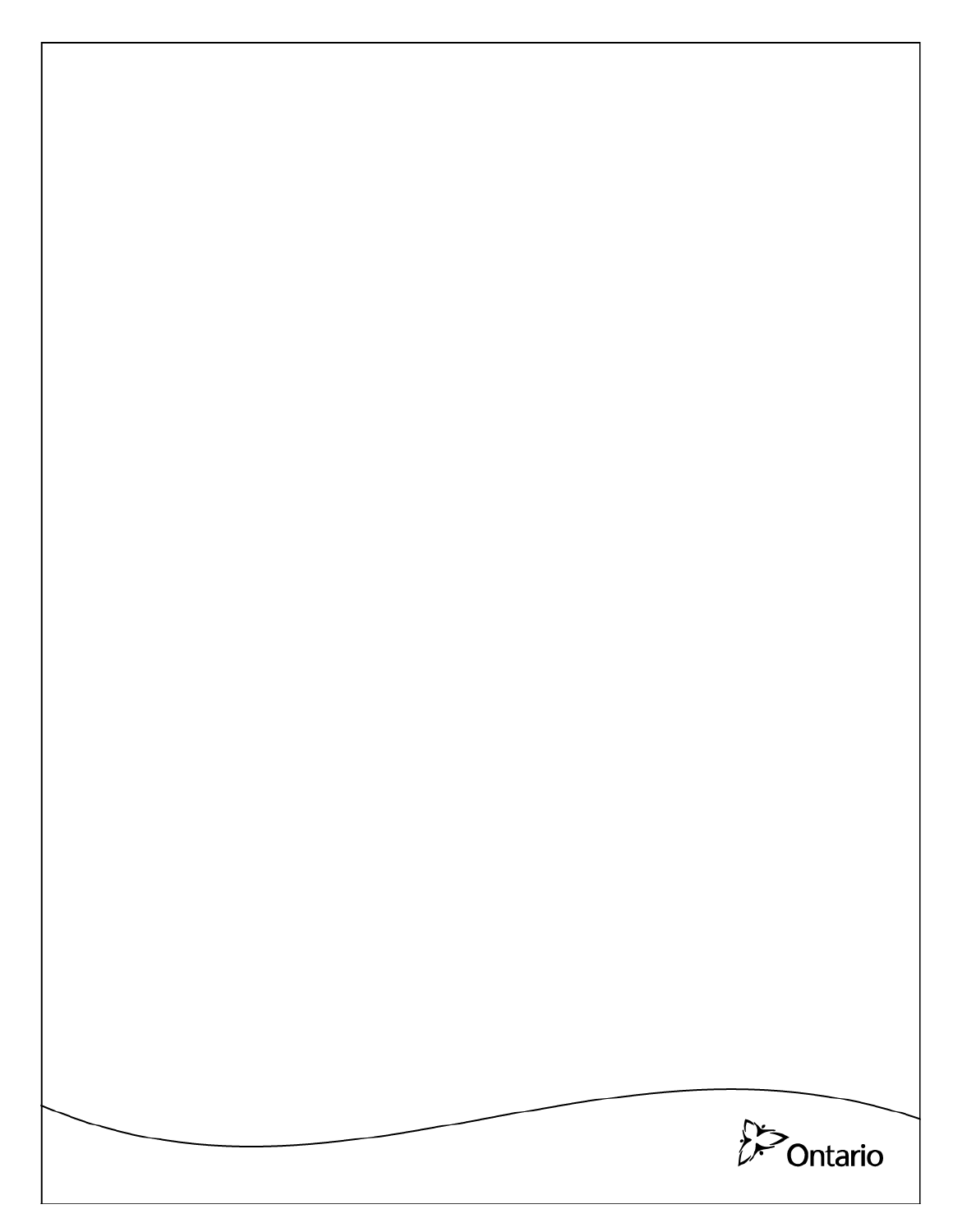Ontario